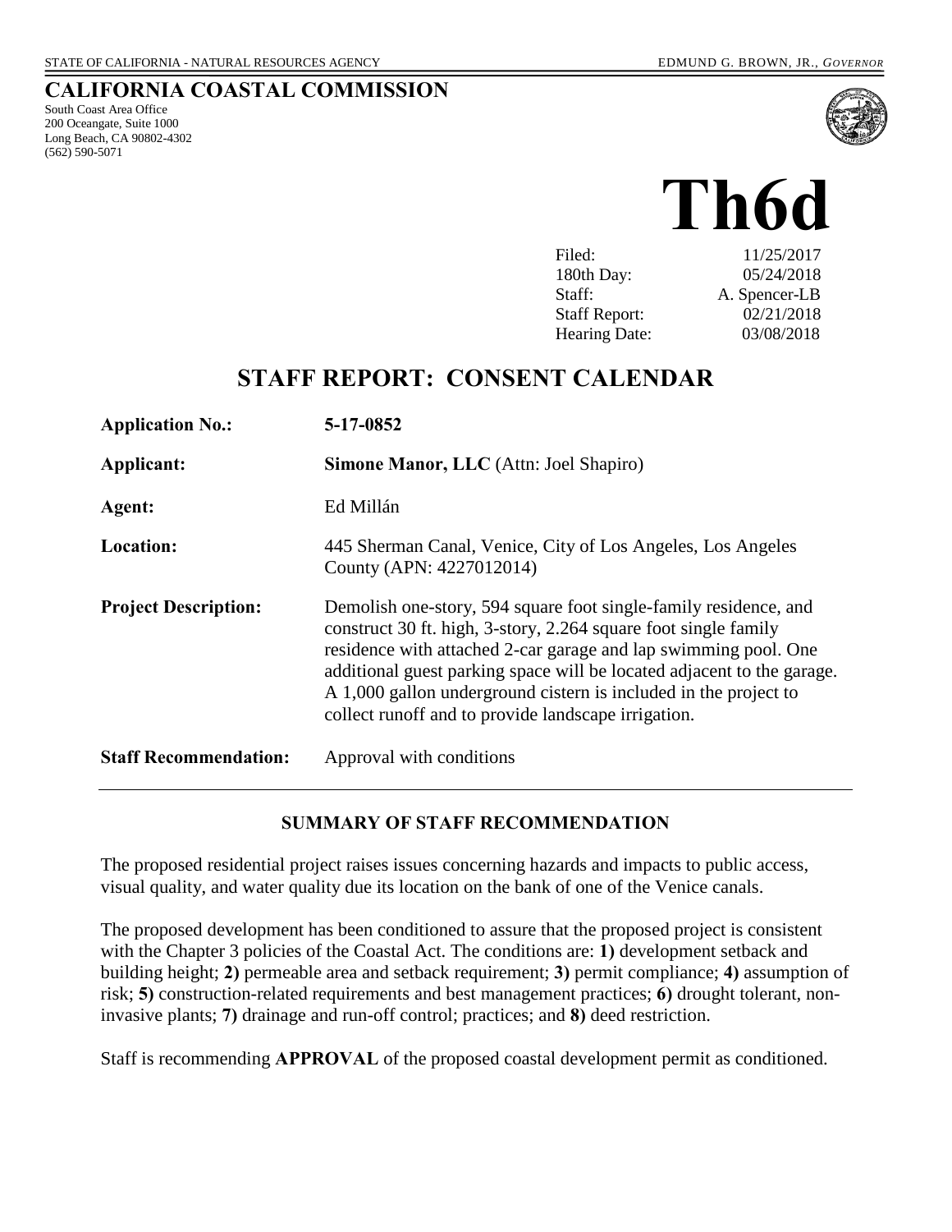STATE OF CALIFORNIA - NATURAL RESOURCES AGENCY EDMUND G. BROWN, JR., *GOVERNOR*

# CALIFORNIA COASTAL COMMISSION

South Coast Area Office
200 Oceangate, Suite 1000
Long Beach, CA 90802-4302
(562) 590-5071

# Th6d

| | |
|---|---|
| Filed: | 11/25/2017 |
| 180th Day: | 05/24/2018 |
| Staff: | A. Spencer-LB |
| Staff Report: | 02/21/2018 |
| Hearing Date: | 03/08/2018 |

## STAFF REPORT: CONSENT CALENDAR

| | |
|---|---|
| **Application No.:** | **5-17-0852** |
| **Applicant:** | **Simone Manor, LLC** (Attn: Joel Shapiro) |
| **Agent:** | Ed Millán |
| **Location:** | 445 Sherman Canal, Venice, City of Los Angeles, Los Angeles County (APN: 4227012014) |
| **Project Description:** | Demolish one-story, 594 square foot single-family residence, and construct 30 ft. high, 3-story, 2.264 square foot single family residence with attached 2-car garage and lap swimming pool. One additional guest parking space will be located adjacent to the garage. A 1,000 gallon underground cistern is included in the project to collect runoff and to provide landscape irrigation. |
| **Staff Recommendation:** | Approval with conditions |

### SUMMARY OF STAFF RECOMMENDATION

The proposed residential project raises issues concerning hazards and impacts to public access, visual quality, and water quality due its location on the bank of one of the Venice canals.

The proposed development has been conditioned to assure that the proposed project is consistent with the Chapter 3 policies of the Coastal Act. The conditions are: **1)** development setback and building height; **2)** permeable area and setback requirement; **3)** permit compliance; **4)** assumption of risk; **5)** construction-related requirements and best management practices; **6)** drought tolerant, non-invasive plants; **7)** drainage and run-off control; practices; and **8)** deed restriction.

Staff is recommending **APPROVAL** of the proposed coastal development permit as conditioned.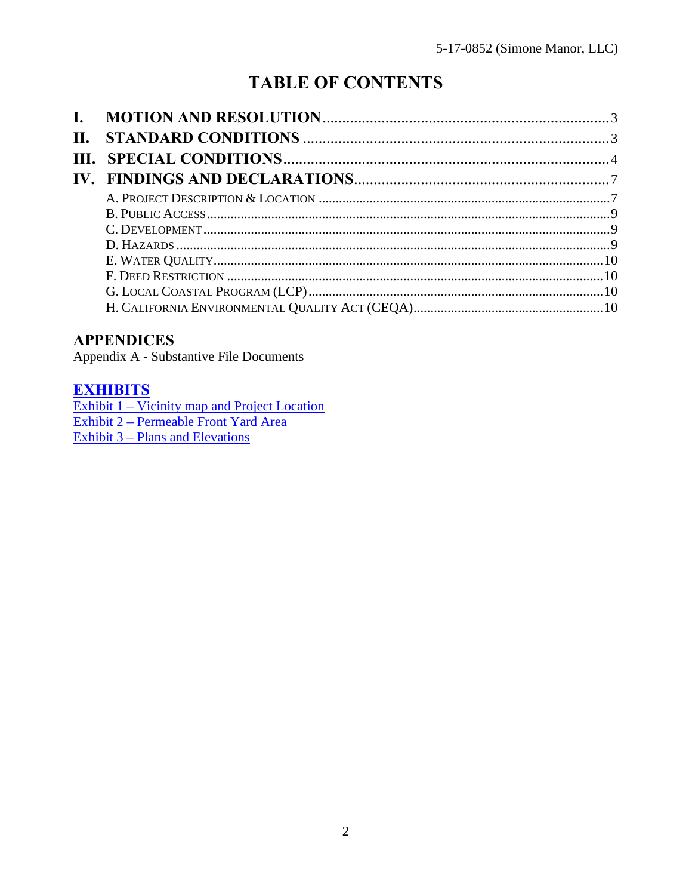# TABLE OF CONTENTS

- **I. MOTION AND RESOLUTION** ........ 3
- **II. STANDARD CONDITIONS** ........ 3
- **III. SPECIAL CONDITIONS** ........ 4
- **IV. FINDINGS AND DECLARATIONS** ........ 7
  - A. PROJECT DESCRIPTION & LOCATION ........ 7
  - B. PUBLIC ACCESS ........ 9
  - C. DEVELOPMENT ........ 9
  - D. HAZARDS ........ 9
  - E. WATER QUALITY ........ 10
  - F. DEED RESTRICTION ........ 10
  - G. LOCAL COASTAL PROGRAM (LCP) ........ 10
  - H. CALIFORNIA ENVIRONMENTAL QUALITY ACT (CEQA) ........ 10

## APPENDICES

Appendix A - Substantive File Documents

## EXHIBITS

Exhibit 1 – Vicinity map and Project Location
Exhibit 2 – Permeable Front Yard Area
Exhibit 3 – Plans and Elevations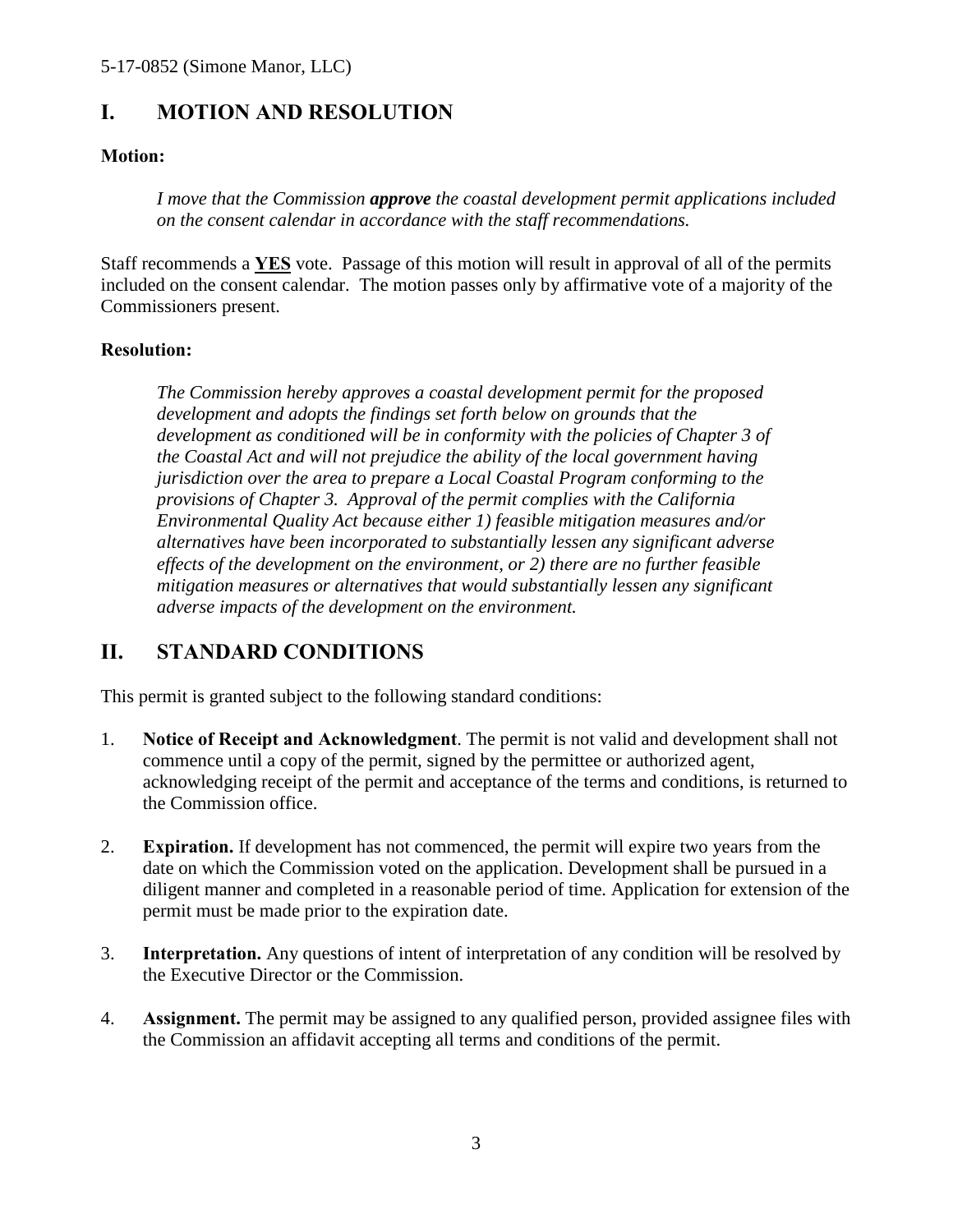## I. MOTION AND RESOLUTION

**Motion:**

> *I move that the Commission **approve** the coastal development permit applications included on the consent calendar in accordance with the staff recommendations.*

Staff recommends a **YES** vote. Passage of this motion will result in approval of all of the permits included on the consent calendar. The motion passes only by affirmative vote of a majority of the Commissioners present.

**Resolution:**

> *The Commission hereby approves a coastal development permit for the proposed development and adopts the findings set forth below on grounds that the development as conditioned will be in conformity with the policies of Chapter 3 of the Coastal Act and will not prejudice the ability of the local government having jurisdiction over the area to prepare a Local Coastal Program conforming to the provisions of Chapter 3. Approval of the permit complies with the California Environmental Quality Act because either 1) feasible mitigation measures and/or alternatives have been incorporated to substantially lessen any significant adverse effects of the development on the environment, or 2) there are no further feasible mitigation measures or alternatives that would substantially lessen any significant adverse impacts of the development on the environment.*

## II. STANDARD CONDITIONS

This permit is granted subject to the following standard conditions:

1. **Notice of Receipt and Acknowledgment**. The permit is not valid and development shall not commence until a copy of the permit, signed by the permittee or authorized agent, acknowledging receipt of the permit and acceptance of the terms and conditions, is returned to the Commission office.

2. **Expiration.** If development has not commenced, the permit will expire two years from the date on which the Commission voted on the application. Development shall be pursued in a diligent manner and completed in a reasonable period of time. Application for extension of the permit must be made prior to the expiration date.

3. **Interpretation.** Any questions of intent of interpretation of any condition will be resolved by the Executive Director or the Commission.

4. **Assignment.** The permit may be assigned to any qualified person, provided assignee files with the Commission an affidavit accepting all terms and conditions of the permit.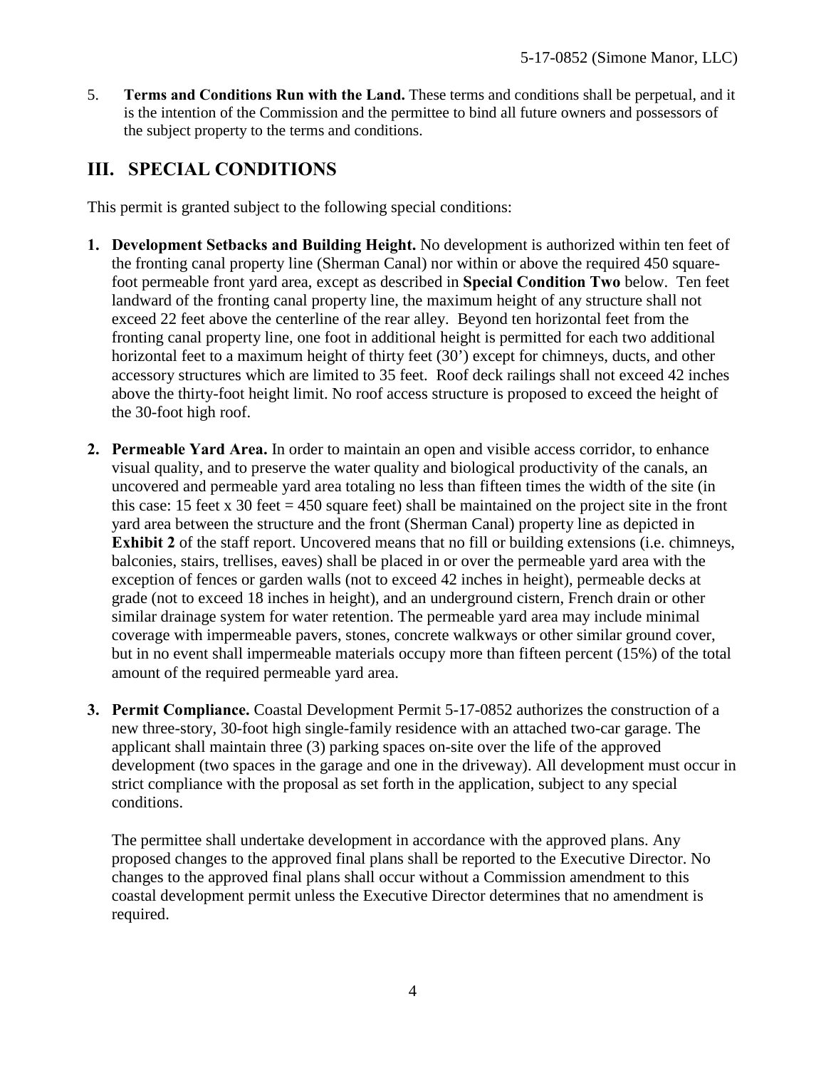5. **Terms and Conditions Run with the Land.** These terms and conditions shall be perpetual, and it is the intention of the Commission and the permittee to bind all future owners and possessors of the subject property to the terms and conditions.

## III. SPECIAL CONDITIONS

This permit is granted subject to the following special conditions:

1. **Development Setbacks and Building Height.** No development is authorized within ten feet of the fronting canal property line (Sherman Canal) nor within or above the required 450 square-foot permeable front yard area, except as described in **Special Condition Two** below. Ten feet landward of the fronting canal property line, the maximum height of any structure shall not exceed 22 feet above the centerline of the rear alley. Beyond ten horizontal feet from the fronting canal property line, one foot in additional height is permitted for each two additional horizontal feet to a maximum height of thirty feet (30') except for chimneys, ducts, and other accessory structures which are limited to 35 feet. Roof deck railings shall not exceed 42 inches above the thirty-foot height limit. No roof access structure is proposed to exceed the height of the 30-foot high roof.

2. **Permeable Yard Area.** In order to maintain an open and visible access corridor, to enhance visual quality, and to preserve the water quality and biological productivity of the canals, an uncovered and permeable yard area totaling no less than fifteen times the width of the site (in this case: 15 feet x 30 feet = 450 square feet) shall be maintained on the project site in the front yard area between the structure and the front (Sherman Canal) property line as depicted in **Exhibit 2** of the staff report. Uncovered means that no fill or building extensions (i.e. chimneys, balconies, stairs, trellises, eaves) shall be placed in or over the permeable yard area with the exception of fences or garden walls (not to exceed 42 inches in height), permeable decks at grade (not to exceed 18 inches in height), and an underground cistern, French drain or other similar drainage system for water retention. The permeable yard area may include minimal coverage with impermeable pavers, stones, concrete walkways or other similar ground cover, but in no event shall impermeable materials occupy more than fifteen percent (15%) of the total amount of the required permeable yard area.

3. **Permit Compliance.** Coastal Development Permit 5-17-0852 authorizes the construction of a new three-story, 30-foot high single-family residence with an attached two-car garage. The applicant shall maintain three (3) parking spaces on-site over the life of the approved development (two spaces in the garage and one in the driveway). All development must occur in strict compliance with the proposal as set forth in the application, subject to any special conditions.

   The permittee shall undertake development in accordance with the approved plans. Any proposed changes to the approved final plans shall be reported to the Executive Director. No changes to the approved final plans shall occur without a Commission amendment to this coastal development permit unless the Executive Director determines that no amendment is required.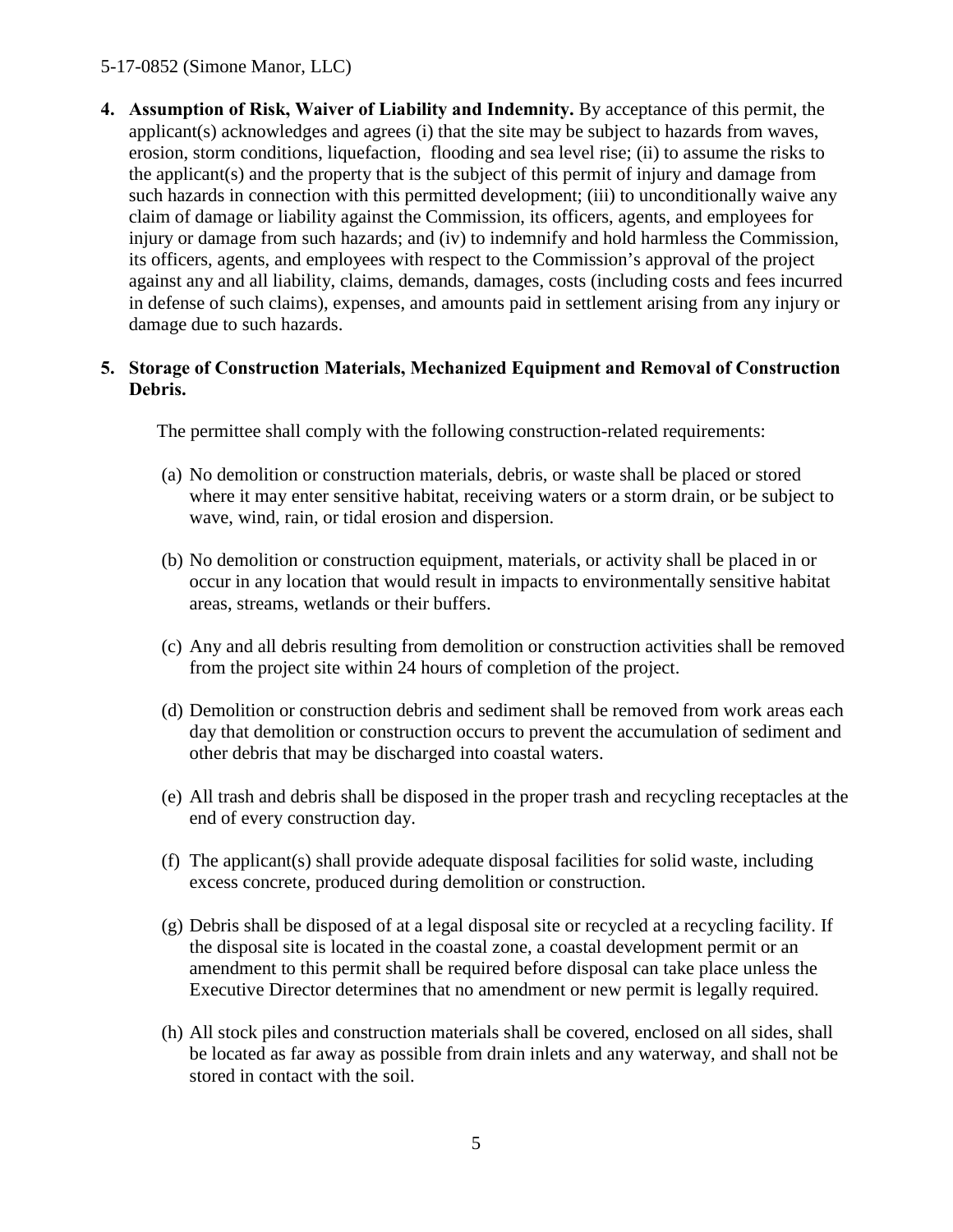4. **Assumption of Risk, Waiver of Liability and Indemnity.** By acceptance of this permit, the applicant(s) acknowledges and agrees (i) that the site may be subject to hazards from waves, erosion, storm conditions, liquefaction, flooding and sea level rise; (ii) to assume the risks to the applicant(s) and the property that is the subject of this permit of injury and damage from such hazards in connection with this permitted development; (iii) to unconditionally waive any claim of damage or liability against the Commission, its officers, agents, and employees for injury or damage from such hazards; and (iv) to indemnify and hold harmless the Commission, its officers, agents, and employees with respect to the Commission's approval of the project against any and all liability, claims, demands, damages, costs (including costs and fees incurred in defense of such claims), expenses, and amounts paid in settlement arising from any injury or damage due to such hazards.

5. **Storage of Construction Materials, Mechanized Equipment and Removal of Construction Debris.**

   The permittee shall comply with the following construction-related requirements:

   (a) No demolition or construction materials, debris, or waste shall be placed or stored where it may enter sensitive habitat, receiving waters or a storm drain, or be subject to wave, wind, rain, or tidal erosion and dispersion.

   (b) No demolition or construction equipment, materials, or activity shall be placed in or occur in any location that would result in impacts to environmentally sensitive habitat areas, streams, wetlands or their buffers.

   (c) Any and all debris resulting from demolition or construction activities shall be removed from the project site within 24 hours of completion of the project.

   (d) Demolition or construction debris and sediment shall be removed from work areas each day that demolition or construction occurs to prevent the accumulation of sediment and other debris that may be discharged into coastal waters.

   (e) All trash and debris shall be disposed in the proper trash and recycling receptacles at the end of every construction day.

   (f) The applicant(s) shall provide adequate disposal facilities for solid waste, including excess concrete, produced during demolition or construction.

   (g) Debris shall be disposed of at a legal disposal site or recycled at a recycling facility. If the disposal site is located in the coastal zone, a coastal development permit or an amendment to this permit shall be required before disposal can take place unless the Executive Director determines that no amendment or new permit is legally required.

   (h) All stock piles and construction materials shall be covered, enclosed on all sides, shall be located as far away as possible from drain inlets and any waterway, and shall not be stored in contact with the soil.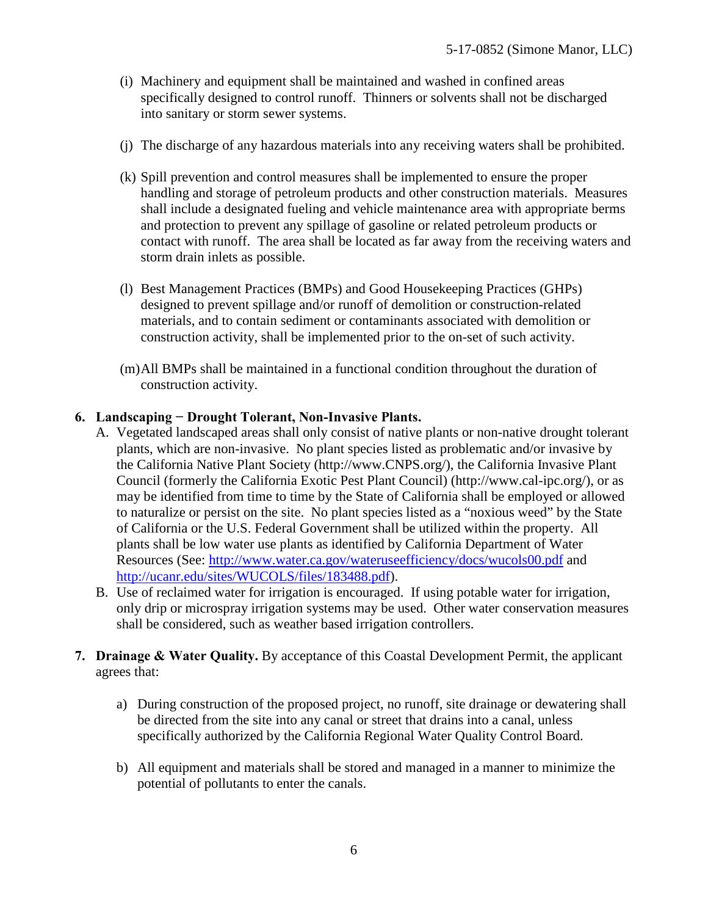(i) Machinery and equipment shall be maintained and washed in confined areas specifically designed to control runoff. Thinners or solvents shall not be discharged into sanitary or storm sewer systems.

(j) The discharge of any hazardous materials into any receiving waters shall be prohibited.

(k) Spill prevention and control measures shall be implemented to ensure the proper handling and storage of petroleum products and other construction materials. Measures shall include a designated fueling and vehicle maintenance area with appropriate berms and protection to prevent any spillage of gasoline or related petroleum products or contact with runoff. The area shall be located as far away from the receiving waters and storm drain inlets as possible.

(l) Best Management Practices (BMPs) and Good Housekeeping Practices (GHPs) designed to prevent spillage and/or runoff of demolition or construction-related materials, and to contain sediment or contaminants associated with demolition or construction activity, shall be implemented prior to the on-set of such activity.

(m) All BMPs shall be maintained in a functional condition throughout the duration of construction activity.

**6. Landscaping − Drought Tolerant, Non-Invasive Plants.**

A. Vegetated landscaped areas shall only consist of native plants or non-native drought tolerant plants, which are non-invasive. No plant species listed as problematic and/or invasive by the California Native Plant Society (http://www.CNPS.org/), the California Invasive Plant Council (formerly the California Exotic Pest Plant Council) (http://www.cal-ipc.org/), or as may be identified from time to time by the State of California shall be employed or allowed to naturalize or persist on the site. No plant species listed as a "noxious weed" by the State of California or the U.S. Federal Government shall be utilized within the property. All plants shall be low water use plants as identified by California Department of Water Resources (See: [http://www.water.ca.gov/wateruseefficiency/docs/wucols00.pdf](http://www.water.ca.gov/wateruseefficiency/docs/wucols00.pdf) and [http://ucanr.edu/sites/WUCOLS/files/183488.pdf](http://ucanr.edu/sites/WUCOLS/files/183488.pdf)).

B. Use of reclaimed water for irrigation is encouraged. If using potable water for irrigation, only drip or microspray irrigation systems may be used. Other water conservation measures shall be considered, such as weather based irrigation controllers.

**7. Drainage & Water Quality.** By acceptance of this Coastal Development Permit, the applicant agrees that:

a) During construction of the proposed project, no runoff, site drainage or dewatering shall be directed from the site into any canal or street that drains into a canal, unless specifically authorized by the California Regional Water Quality Control Board.

b) All equipment and materials shall be stored and managed in a manner to minimize the potential of pollutants to enter the canals.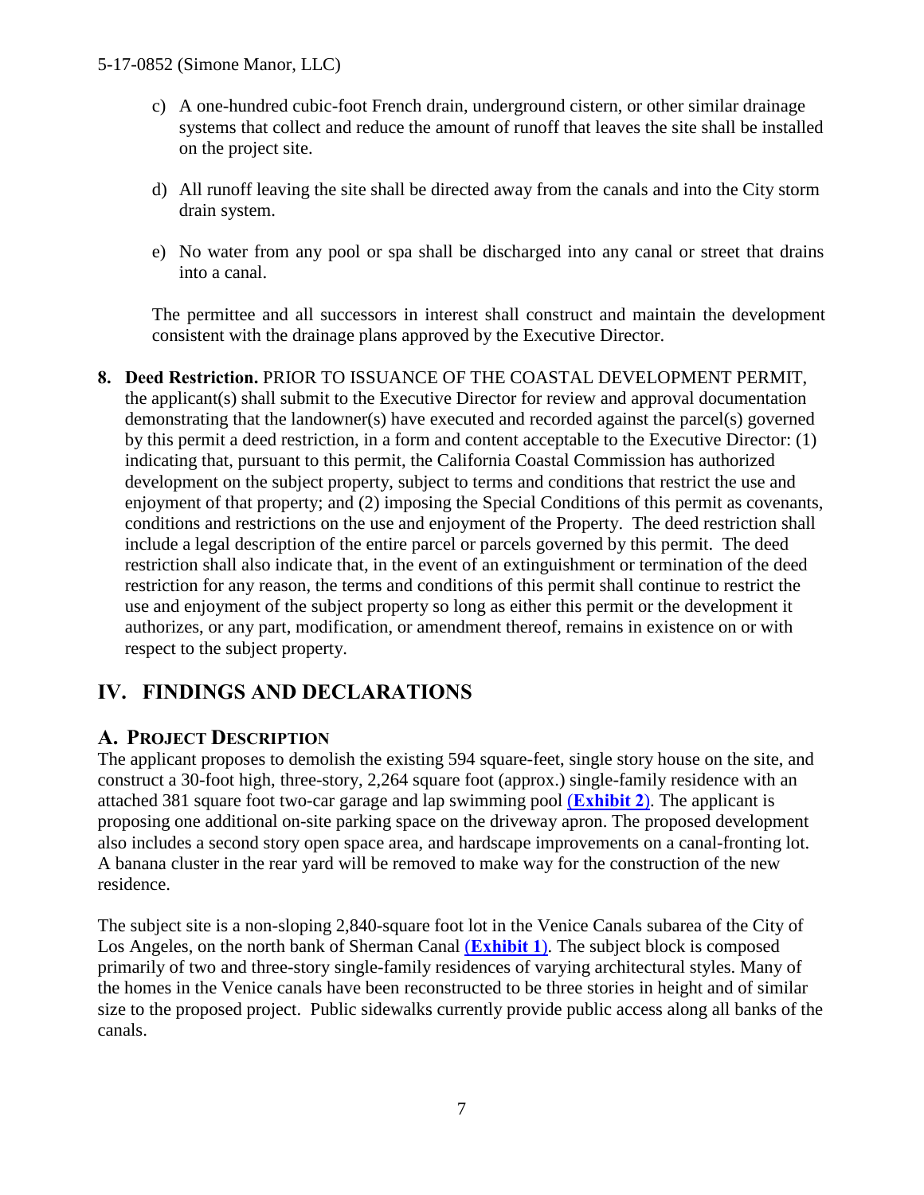c) A one-hundred cubic-foot French drain, underground cistern, or other similar drainage systems that collect and reduce the amount of runoff that leaves the site shall be installed on the project site.

d) All runoff leaving the site shall be directed away from the canals and into the City storm drain system.

e) No water from any pool or spa shall be discharged into any canal or street that drains into a canal.

The permittee and all successors in interest shall construct and maintain the development consistent with the drainage plans approved by the Executive Director.

**8. Deed Restriction.** PRIOR TO ISSUANCE OF THE COASTAL DEVELOPMENT PERMIT, the applicant(s) shall submit to the Executive Director for review and approval documentation demonstrating that the landowner(s) have executed and recorded against the parcel(s) governed by this permit a deed restriction, in a form and content acceptable to the Executive Director: (1) indicating that, pursuant to this permit, the California Coastal Commission has authorized development on the subject property, subject to terms and conditions that restrict the use and enjoyment of that property; and (2) imposing the Special Conditions of this permit as covenants, conditions and restrictions on the use and enjoyment of the Property. The deed restriction shall include a legal description of the entire parcel or parcels governed by this permit. The deed restriction shall also indicate that, in the event of an extinguishment or termination of the deed restriction for any reason, the terms and conditions of this permit shall continue to restrict the use and enjoyment of the subject property so long as either this permit or the development it authorizes, or any part, modification, or amendment thereof, remains in existence on or with respect to the subject property.

## IV. FINDINGS AND DECLARATIONS

### A. PROJECT DESCRIPTION

The applicant proposes to demolish the existing 594 square-feet, single story house on the site, and construct a 30-foot high, three-story, 2,264 square foot (approx.) single-family residence with an attached 381 square foot two-car garage and lap swimming pool (**Exhibit 2**). The applicant is proposing one additional on-site parking space on the driveway apron. The proposed development also includes a second story open space area, and hardscape improvements on a canal-fronting lot. A banana cluster in the rear yard will be removed to make way for the construction of the new residence.

The subject site is a non-sloping 2,840-square foot lot in the Venice Canals subarea of the City of Los Angeles, on the north bank of Sherman Canal (**Exhibit 1**). The subject block is composed primarily of two and three-story single-family residences of varying architectural styles. Many of the homes in the Venice canals have been reconstructed to be three stories in height and of similar size to the proposed project. Public sidewalks currently provide public access along all banks of the canals.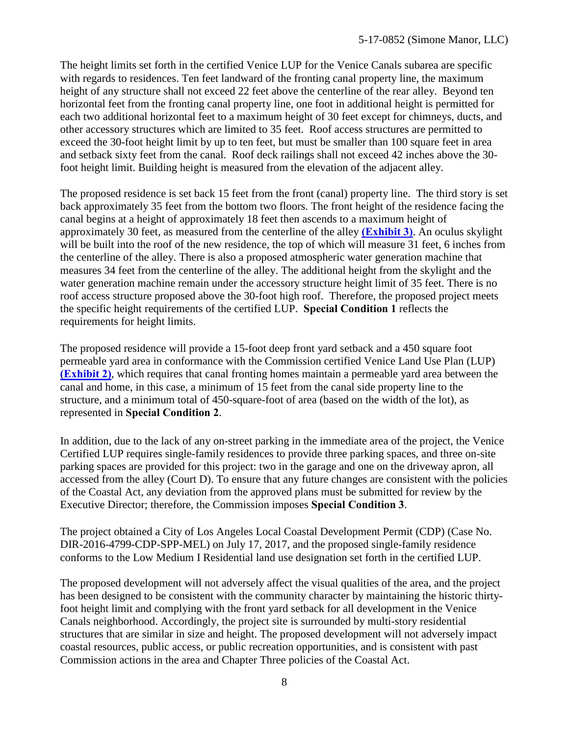The height limits set forth in the certified Venice LUP for the Venice Canals subarea are specific with regards to residences. Ten feet landward of the fronting canal property line, the maximum height of any structure shall not exceed 22 feet above the centerline of the rear alley. Beyond ten horizontal feet from the fronting canal property line, one foot in additional height is permitted for each two additional horizontal feet to a maximum height of 30 feet except for chimneys, ducts, and other accessory structures which are limited to 35 feet. Roof access structures are permitted to exceed the 30-foot height limit by up to ten feet, but must be smaller than 100 square feet in area and setback sixty feet from the canal. Roof deck railings shall not exceed 42 inches above the 30-foot height limit. Building height is measured from the elevation of the adjacent alley.

The proposed residence is set back 15 feet from the front (canal) property line. The third story is set back approximately 35 feet from the bottom two floors. The front height of the residence facing the canal begins at a height of approximately 18 feet then ascends to a maximum height of approximately 30 feet, as measured from the centerline of the alley **(Exhibit 3)**. An oculus skylight will be built into the roof of the new residence, the top of which will measure 31 feet, 6 inches from the centerline of the alley. There is also a proposed atmospheric water generation machine that measures 34 feet from the centerline of the alley. The additional height from the skylight and the water generation machine remain under the accessory structure height limit of 35 feet. There is no roof access structure proposed above the 30-foot high roof. Therefore, the proposed project meets the specific height requirements of the certified LUP. **Special Condition 1** reflects the requirements for height limits.

The proposed residence will provide a 15-foot deep front yard setback and a 450 square foot permeable yard area in conformance with the Commission certified Venice Land Use Plan (LUP) **(Exhibit 2)**, which requires that canal fronting homes maintain a permeable yard area between the canal and home, in this case, a minimum of 15 feet from the canal side property line to the structure, and a minimum total of 450-square-foot of area (based on the width of the lot), as represented in **Special Condition 2**.

In addition, due to the lack of any on-street parking in the immediate area of the project, the Venice Certified LUP requires single-family residences to provide three parking spaces, and three on-site parking spaces are provided for this project: two in the garage and one on the driveway apron, all accessed from the alley (Court D). To ensure that any future changes are consistent with the policies of the Coastal Act, any deviation from the approved plans must be submitted for review by the Executive Director; therefore, the Commission imposes **Special Condition 3**.

The project obtained a City of Los Angeles Local Coastal Development Permit (CDP) (Case No. DIR-2016-4799-CDP-SPP-MEL) on July 17, 2017, and the proposed single-family residence conforms to the Low Medium I Residential land use designation set forth in the certified LUP.

The proposed development will not adversely affect the visual qualities of the area, and the project has been designed to be consistent with the community character by maintaining the historic thirty-foot height limit and complying with the front yard setback for all development in the Venice Canals neighborhood. Accordingly, the project site is surrounded by multi-story residential structures that are similar in size and height. The proposed development will not adversely impact coastal resources, public access, or public recreation opportunities, and is consistent with past Commission actions in the area and Chapter Three policies of the Coastal Act.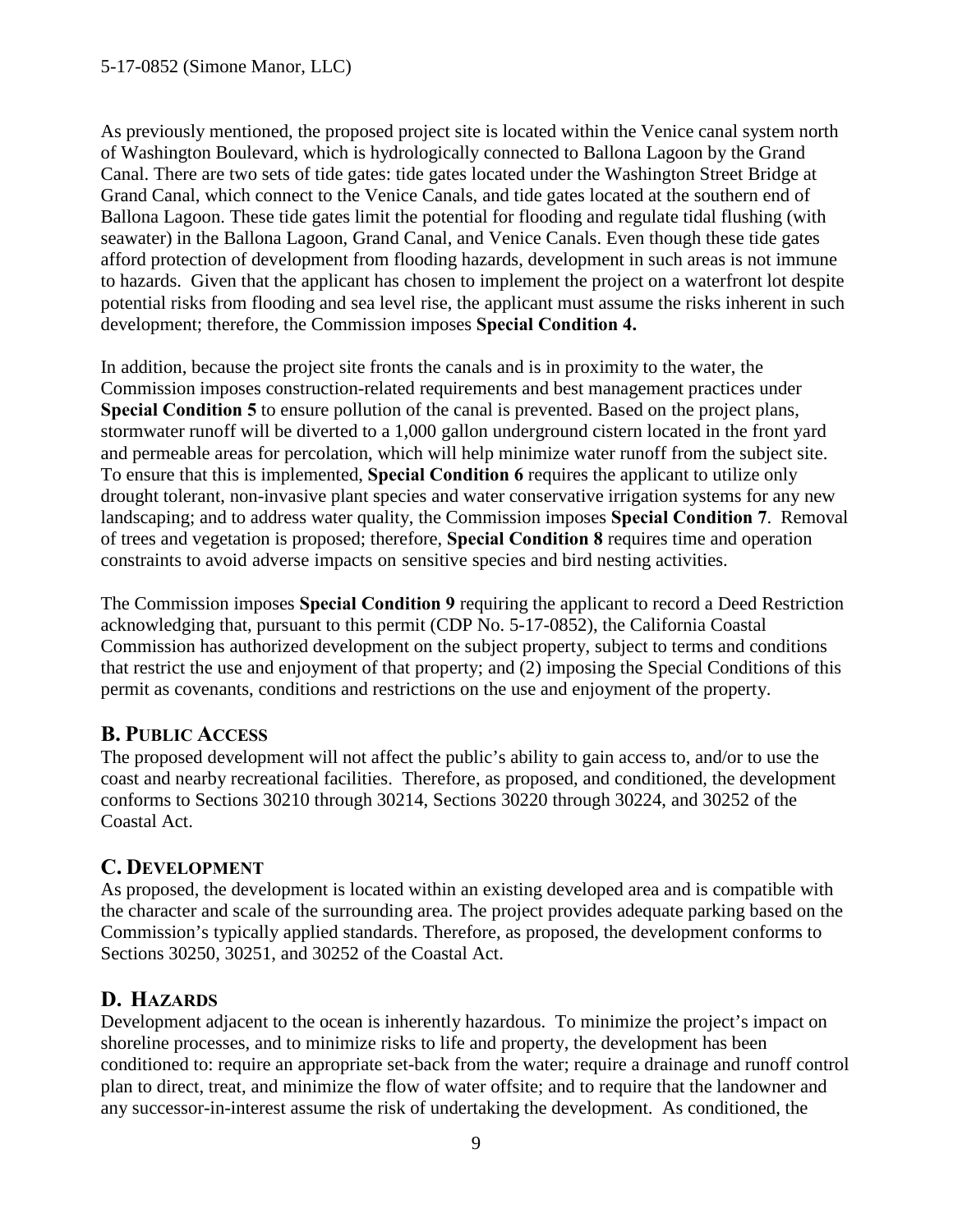As previously mentioned, the proposed project site is located within the Venice canal system north of Washington Boulevard, which is hydrologically connected to Ballona Lagoon by the Grand Canal. There are two sets of tide gates: tide gates located under the Washington Street Bridge at Grand Canal, which connect to the Venice Canals, and tide gates located at the southern end of Ballona Lagoon. These tide gates limit the potential for flooding and regulate tidal flushing (with seawater) in the Ballona Lagoon, Grand Canal, and Venice Canals. Even though these tide gates afford protection of development from flooding hazards, development in such areas is not immune to hazards. Given that the applicant has chosen to implement the project on a waterfront lot despite potential risks from flooding and sea level rise, the applicant must assume the risks inherent in such development; therefore, the Commission imposes **Special Condition 4.**

In addition, because the project site fronts the canals and is in proximity to the water, the Commission imposes construction-related requirements and best management practices under **Special Condition 5** to ensure pollution of the canal is prevented. Based on the project plans, stormwater runoff will be diverted to a 1,000 gallon underground cistern located in the front yard and permeable areas for percolation, which will help minimize water runoff from the subject site. To ensure that this is implemented, **Special Condition 6** requires the applicant to utilize only drought tolerant, non-invasive plant species and water conservative irrigation systems for any new landscaping; and to address water quality, the Commission imposes **Special Condition 7**. Removal of trees and vegetation is proposed; therefore, **Special Condition 8** requires time and operation constraints to avoid adverse impacts on sensitive species and bird nesting activities.

The Commission imposes **Special Condition 9** requiring the applicant to record a Deed Restriction acknowledging that, pursuant to this permit (CDP No. 5-17-0852), the California Coastal Commission has authorized development on the subject property, subject to terms and conditions that restrict the use and enjoyment of that property; and (2) imposing the Special Conditions of this permit as covenants, conditions and restrictions on the use and enjoyment of the property.

## B. PUBLIC ACCESS

The proposed development will not affect the public's ability to gain access to, and/or to use the coast and nearby recreational facilities. Therefore, as proposed, and conditioned, the development conforms to Sections 30210 through 30214, Sections 30220 through 30224, and 30252 of the Coastal Act.

## C. DEVELOPMENT

As proposed, the development is located within an existing developed area and is compatible with the character and scale of the surrounding area. The project provides adequate parking based on the Commission's typically applied standards. Therefore, as proposed, the development conforms to Sections 30250, 30251, and 30252 of the Coastal Act.

## D. HAZARDS

Development adjacent to the ocean is inherently hazardous. To minimize the project's impact on shoreline processes, and to minimize risks to life and property, the development has been conditioned to: require an appropriate set-back from the water; require a drainage and runoff control plan to direct, treat, and minimize the flow of water offsite; and to require that the landowner and any successor-in-interest assume the risk of undertaking the development. As conditioned, the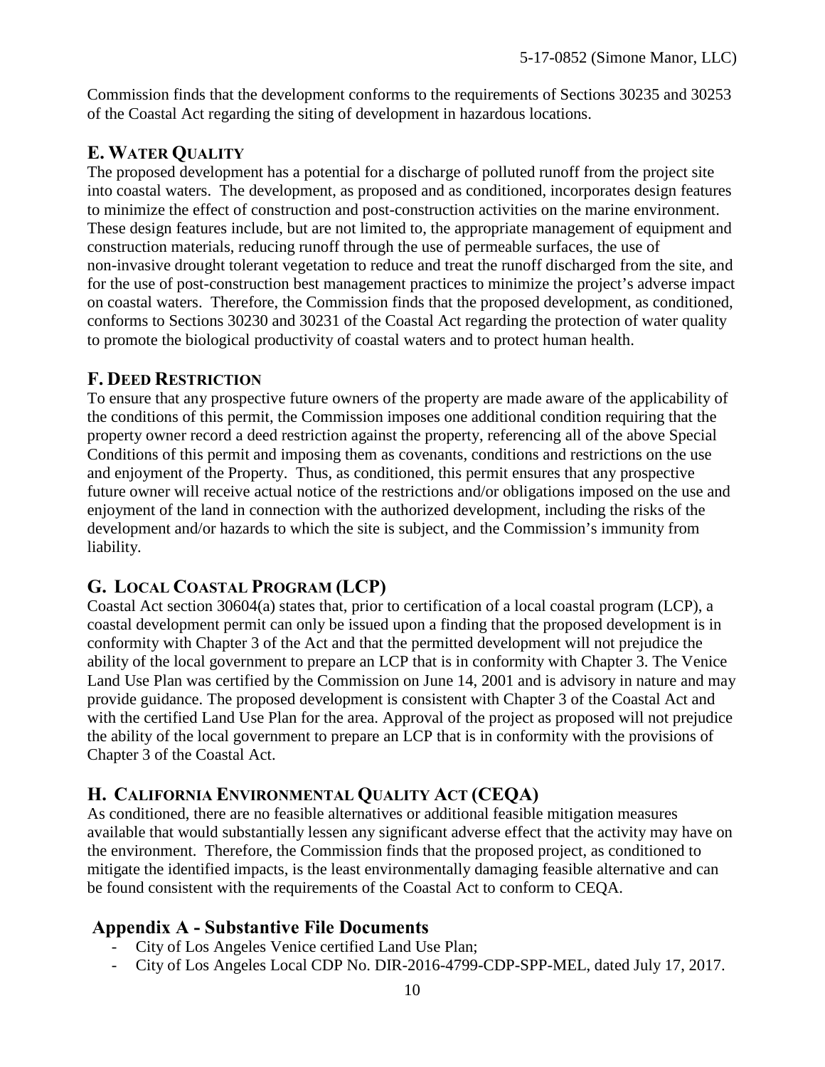Commission finds that the development conforms to the requirements of Sections 30235 and 30253 of the Coastal Act regarding the siting of development in hazardous locations.

## E. WATER QUALITY

The proposed development has a potential for a discharge of polluted runoff from the project site into coastal waters. The development, as proposed and as conditioned, incorporates design features to minimize the effect of construction and post-construction activities on the marine environment. These design features include, but are not limited to, the appropriate management of equipment and construction materials, reducing runoff through the use of permeable surfaces, the use of non-invasive drought tolerant vegetation to reduce and treat the runoff discharged from the site, and for the use of post-construction best management practices to minimize the project's adverse impact on coastal waters. Therefore, the Commission finds that the proposed development, as conditioned, conforms to Sections 30230 and 30231 of the Coastal Act regarding the protection of water quality to promote the biological productivity of coastal waters and to protect human health.

## F. DEED RESTRICTION

To ensure that any prospective future owners of the property are made aware of the applicability of the conditions of this permit, the Commission imposes one additional condition requiring that the property owner record a deed restriction against the property, referencing all of the above Special Conditions of this permit and imposing them as covenants, conditions and restrictions on the use and enjoyment of the Property. Thus, as conditioned, this permit ensures that any prospective future owner will receive actual notice of the restrictions and/or obligations imposed on the use and enjoyment of the land in connection with the authorized development, including the risks of the development and/or hazards to which the site is subject, and the Commission's immunity from liability.

## G. LOCAL COASTAL PROGRAM (LCP)

Coastal Act section 30604(a) states that, prior to certification of a local coastal program (LCP), a coastal development permit can only be issued upon a finding that the proposed development is in conformity with Chapter 3 of the Act and that the permitted development will not prejudice the ability of the local government to prepare an LCP that is in conformity with Chapter 3. The Venice Land Use Plan was certified by the Commission on June 14, 2001 and is advisory in nature and may provide guidance. The proposed development is consistent with Chapter 3 of the Coastal Act and with the certified Land Use Plan for the area. Approval of the project as proposed will not prejudice the ability of the local government to prepare an LCP that is in conformity with the provisions of Chapter 3 of the Coastal Act.

## H. CALIFORNIA ENVIRONMENTAL QUALITY ACT (CEQA)

As conditioned, there are no feasible alternatives or additional feasible mitigation measures available that would substantially lessen any significant adverse effect that the activity may have on the environment. Therefore, the Commission finds that the proposed project, as conditioned to mitigate the identified impacts, is the least environmentally damaging feasible alternative and can be found consistent with the requirements of the Coastal Act to conform to CEQA.

## Appendix A - Substantive File Documents

- City of Los Angeles Venice certified Land Use Plan;
- City of Los Angeles Local CDP No. DIR-2016-4799-CDP-SPP-MEL, dated July 17, 2017.